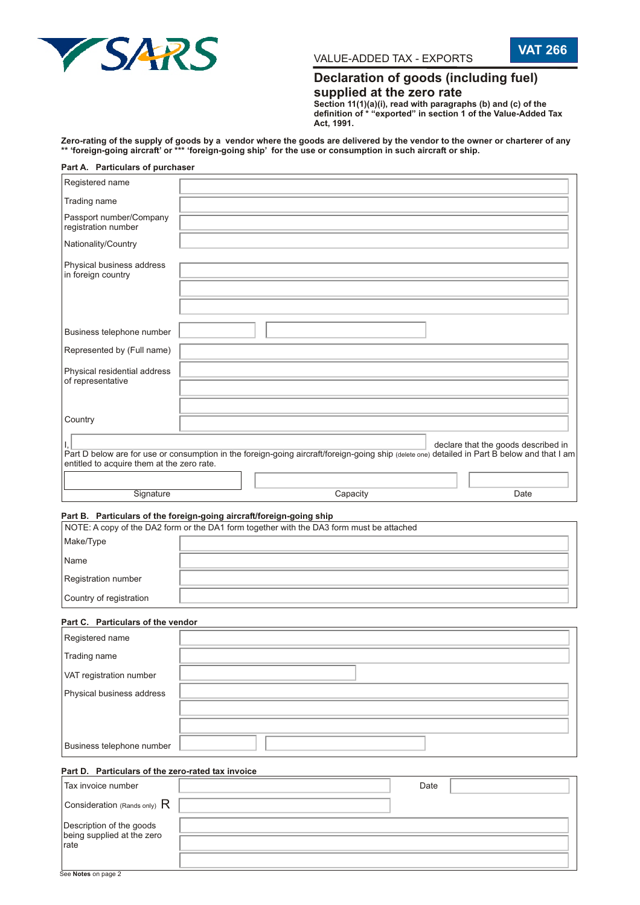SARS

VALUE-ADDED TAX - EXPORTS

**VAT 266**

# Declaration of goods (including fuel) supplied at the zero rate

**Section 11(1)(a)(i), read with paragraphs (b) and (c) of the definition of * "exported" in section 1 of the Value-Added Tax Act, 1991.**

**Zero-rating of the supply of goods by a vendor where the goods are delivered by the vendor to the owner or charterer of any ** 'foreign-going aircraft' or *** 'foreign-going ship' for the use or consumption in such aircraft or ship.**

### Part A. Particulars of purchaser

| | |
|---|---|
| Registered name | |
| Trading name | |
| Passport number/Company registration number | |
| Nationality/Country | |
| Physical business address in foreign country | |
| | |
| | |
| Business telephone number | |
| Represented by (Full name) | |
| Physical residential address of representative | |
| | |
| | |
| Country | |

I, ______________________ declare that the goods described in Part D below are for use or consumption in the foreign-going aircraft/foreign-going ship (delete one) detailed in Part B below and that I am entitled to acquire them at the zero rate.

| Signature | Capacity | Date |
|---|---|---|
| | | |

### Part B. Particulars of the foreign-going aircraft/foreign-going ship

NOTE: A copy of the DA2 form or the DA1 form together with the DA3 form must be attached

| | |
|---|---|
| Make/Type | |
| Name | |
| Registration number | |
| Country of registration | |

### Part C. Particulars of the vendor

| | |
|---|---|
| Registered name | |
| Trading name | |
| VAT registration number | |
| Physical business address | |
| | |
| | |
| Business telephone number | |

### Part D. Particulars of the zero-rated tax invoice

| | | | |
|---|---|---|---|
| Tax invoice number | | Date | |
| Consideration (Rands only) R | | | |
| Description of the goods being supplied at the zero rate | | | |
| | | | |
| | | | |

See **Notes** on page 2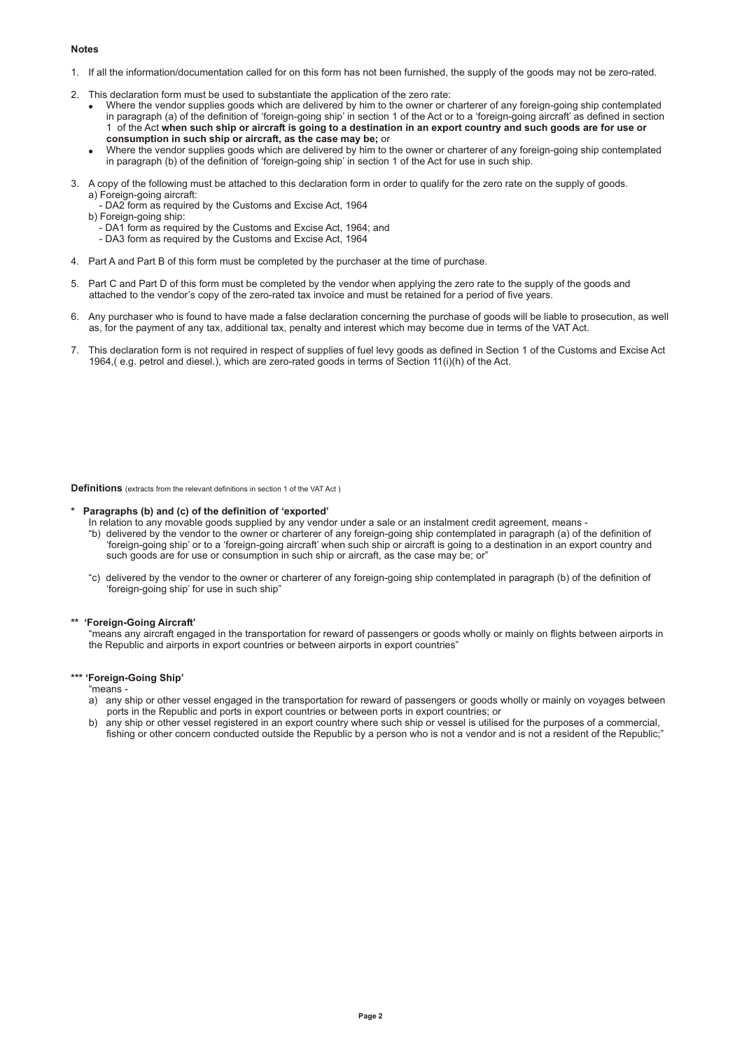**Notes**

1. If all the information/documentation called for on this form has not been furnished, the supply of the goods may not be zero-rated.

2. This declaration form must be used to substantiate the application of the zero rate:
   - Where the vendor supplies goods which are delivered by him to the owner or charterer of any foreign-going ship contemplated in paragraph (a) of the definition of 'foreign-going ship' in section 1 of the Act or to a 'foreign-going aircraft' as defined in section 1 of the Act **when such ship or aircraft is going to a destination in an export country and such goods are for use or consumption in such ship or aircraft, as the case may be;** or
   - Where the vendor supplies goods which are delivered by him to the owner or charterer of any foreign-going ship contemplated in paragraph (b) of the definition of 'foreign-going ship' in section 1 of the Act for use in such ship.

3. A copy of the following must be attached to this declaration form in order to qualify for the zero rate on the supply of goods.
   a) Foreign-going aircraft:
      - DA2 form as required by the Customs and Excise Act, 1964
   b) Foreign-going ship:
      - DA1 form as required by the Customs and Excise Act, 1964; and
      - DA3 form as required by the Customs and Excise Act, 1964

4. Part A and Part B of this form must be completed by the purchaser at the time of purchase.

5. Part C and Part D of this form must be completed by the vendor when applying the zero rate to the supply of the goods and attached to the vendor's copy of the zero-rated tax invoice and must be retained for a period of five years.

6. Any purchaser who is found to have made a false declaration concerning the purchase of goods will be liable to prosecution, as well as, for the payment of any tax, additional tax, penalty and interest which may become due in terms of the VAT Act.

7. This declaration form is not required in respect of supplies of fuel levy goods as defined in Section 1 of the Customs and Excise Act 1964,( e.g. petrol and diesel.), which are zero-rated goods in terms of Section 11(i)(h) of the Act.

**Definitions** (extracts from the relevant definitions in section 1 of the VAT Act )

\* **Paragraphs (b) and (c) of the definition of 'exported'**

In relation to any movable goods supplied by any vendor under a sale or an instalment credit agreement, means -

"b) delivered by the vendor to the owner or charterer of any foreign-going ship contemplated in paragraph (a) of the definition of 'foreign-going ship' or to a 'foreign-going aircraft' when such ship or aircraft is going to a destination in an export country and such goods are for use or consumption in such ship or aircraft, as the case may be; or"

"c) delivered by the vendor to the owner or charterer of any foreign-going ship contemplated in paragraph (b) of the definition of 'foreign-going ship' for use in such ship"

\*\* **'Foreign-Going Aircraft'**

"means any aircraft engaged in the transportation for reward of passengers or goods wholly or mainly on flights between airports in the Republic and airports in export countries or between airports in export countries"

\*\*\* **'Foreign-Going Ship'**

"means -

a) any ship or other vessel engaged in the transportation for reward of passengers or goods wholly or mainly on voyages between ports in the Republic and ports in export countries or between ports in export countries; or

b) any ship or other vessel registered in an export country where such ship or vessel is utilised for the purposes of a commercial, fishing or other concern conducted outside the Republic by a person who is not a vendor and is not a resident of the Republic;"